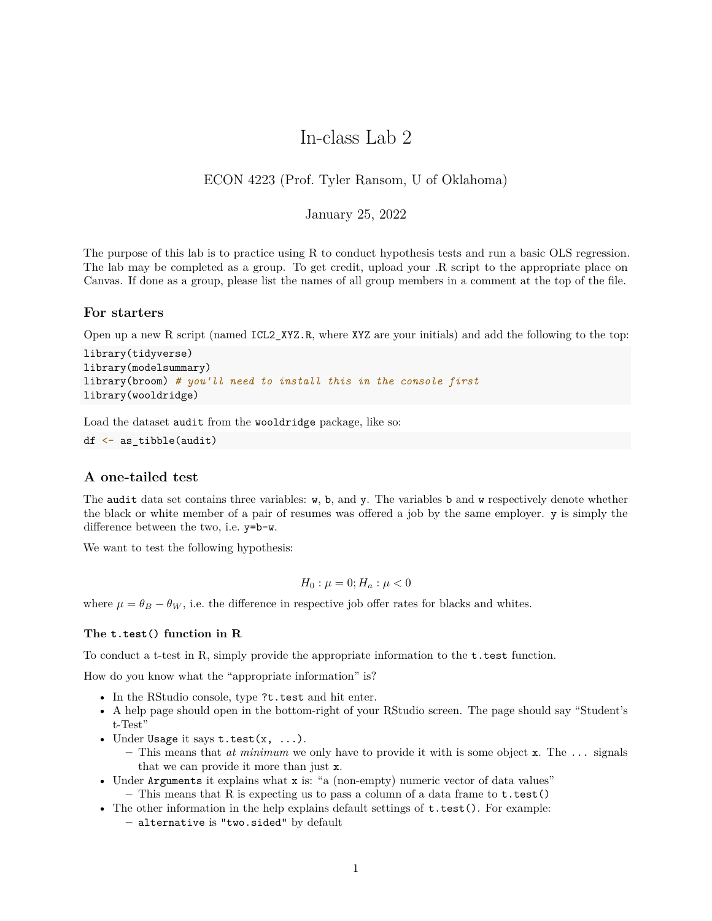# In-class Lab 2

ECON 4223 (Prof. Tyler Ransom, U of Oklahoma)

January 25, 2022

The purpose of this lab is to practice using R to conduct hypothesis tests and run a basic OLS regression. The lab may be completed as a group. To get credit, upload your .R script to the appropriate place on Canvas. If done as a group, please list the names of all group members in a comment at the top of the file.

## For starters

Open up a new R script (named `ICL2_XYZ.R`, where `XYZ` are your initials) and add the following to the top:

```
library(tidyverse)
library(modelsummary)
library(broom) # you'll need to install this in the console first
library(wooldridge)
```

Load the dataset `audit` from the `wooldridge` package, like so:

```
df <- as_tibble(audit)
```

## A one-tailed test

The `audit` data set contains three variables: `w`, `b`, and `y`. The variables `b` and `w` respectively denote whether the black or white member of a pair of resumes was offered a job by the same employer. `y` is simply the difference between the two, i.e. `y=b-w`.

We want to test the following hypothesis:

$$H_0 : \mu = 0; H_a : \mu < 0$$

where $\mu = \theta_B - \theta_W$, i.e. the difference in respective job offer rates for blacks and whites.

### The `t.test()` function in R

To conduct a t-test in R, simply provide the appropriate information to the `t.test` function.

How do you know what the "appropriate information" is?

- In the RStudio console, type `?t.test` and hit enter.
- A help page should open in the bottom-right of your RStudio screen. The page should say "Student's t-Test"
- Under `Usage` it says `t.test(x, ...)`.
  - This means that *at minimum* we only have to provide it with is some object `x`. The `...` signals that we can provide it more than just `x`.
- Under `Arguments` it explains what `x` is: "a (non-empty) numeric vector of data values"
  - This means that R is expecting us to pass a column of a data frame to `t.test()`
- The other information in the help explains default settings of `t.test()`. For example:
  - `alternative` is `"two.sided"` by default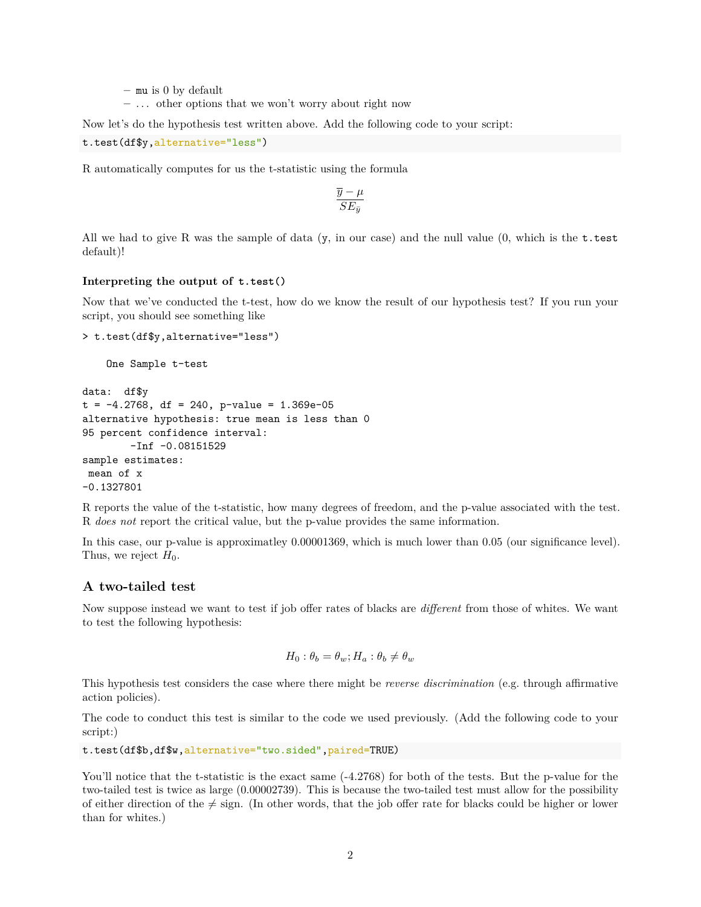- `mu` is 0 by default
  - ... other options that we won't worry about right now

Now let's do the hypothesis test written above. Add the following code to your script:

```
t.test(df$y,alternative="less")
```

R automatically computes for us the t-statistic using the formula

$$\frac{\overline{y} - \mu}{SE_{\bar{y}}}$$

All we had to give R was the sample of data (`y`, in our case) and the null value (0, which is the `t.test` default)!

#### Interpreting the output of `t.test()`

Now that we've conducted the t-test, how do we know the result of our hypothesis test? If you run your script, you should see something like

```
> t.test(df$y,alternative="less")

    One Sample t-test

data:  df$y
t = -4.2768, df = 240, p-value = 1.369e-05
alternative hypothesis: true mean is less than 0
95 percent confidence interval:
        -Inf -0.08151529
sample estimates:
 mean of x
-0.1327801
```

R reports the value of the t-statistic, how many degrees of freedom, and the p-value associated with the test. R *does not* report the critical value, but the p-value provides the same information.

In this case, our p-value is approximatley 0.00001369, which is much lower than 0.05 (our significance level). Thus, we reject $H_0$.

## A two-tailed test

Now suppose instead we want to test if job offer rates of blacks are *different* from those of whites. We want to test the following hypothesis:

$$H_0 : \theta_b = \theta_w ; H_a : \theta_b \neq \theta_w$$

This hypothesis test considers the case where there might be *reverse discrimination* (e.g. through affirmative action policies).

The code to conduct this test is similar to the code we used previously. (Add the following code to your script:)

```
t.test(df$b,df$w,alternative="two.sided",paired=TRUE)
```

You'll notice that the t-statistic is the exact same (-4.2768) for both of the tests. But the p-value for the two-tailed test is twice as large (0.00002739). This is because the two-tailed test must allow for the possibility of either direction of the $\neq$ sign. (In other words, that the job offer rate for blacks could be higher or lower than for whites.)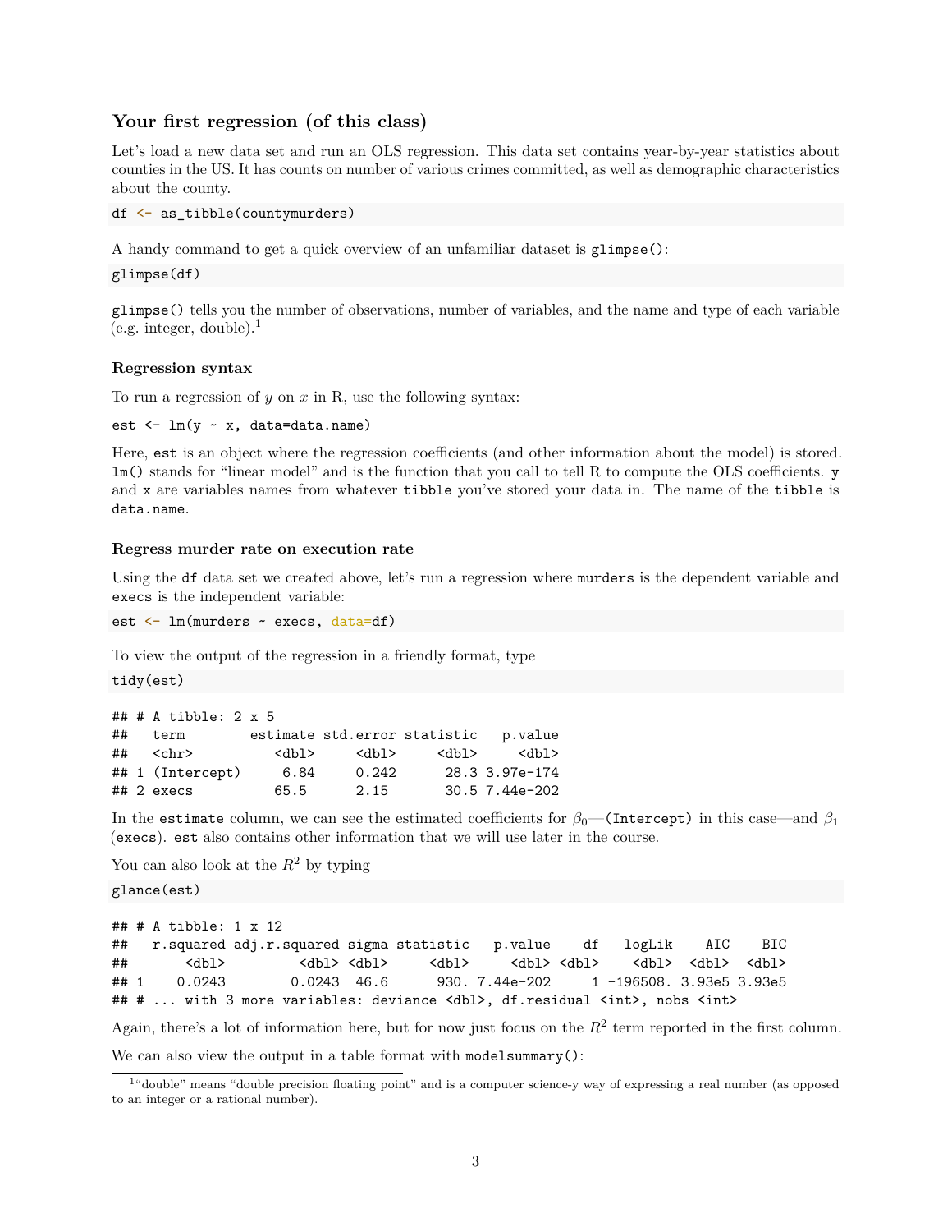## Your first regression (of this class)

Let's load a new data set and run an OLS regression. This data set contains year-by-year statistics about counties in the US. It has counts on number of various crimes committed, as well as demographic characteristics about the county.

```
df <- as_tibble(countymurders)
```

A handy command to get a quick overview of an unfamiliar dataset is `glimpse()`:

```
glimpse(df)
```

`glimpse()` tells you the number of observations, number of variables, and the name and type of each variable (e.g. integer, double).[1]

### Regression syntax

To run a regression of $y$ on $x$ in R, use the following syntax:

```
est <- lm(y ~ x, data=data.name)
```

Here, `est` is an object where the regression coefficients (and other information about the model) is stored. `lm()` stands for "linear model" and is the function that you call to tell R to compute the OLS coefficients. `y` and `x` are variables names from whatever `tibble` you've stored your data in. The name of the `tibble` is `data.name`.

### Regress murder rate on execution rate

Using the `df` data set we created above, let's run a regression where `murders` is the dependent variable and `execs` is the independent variable:

```
est <- lm(murders ~ execs, data=df)
```

To view the output of the regression in a friendly format, type

```
tidy(est)
```

```
## # A tibble: 2 x 5
##   term        estimate std.error statistic   p.value
##   <chr>          <dbl>     <dbl>     <dbl>     <dbl>
## 1 (Intercept)     6.84     0.242      28.3 3.97e-174
## 2 execs          65.5      2.15       30.5 7.44e-202
```

In the `estimate` column, we can see the estimated coefficients for $\beta_0$—`(Intercept)` in this case—and $\beta_1$ (`execs`). `est` also contains other information that we will use later in the course.

You can also look at the $R^2$ by typing

```
glance(est)
```

```
## # A tibble: 1 x 12
##   r.squared adj.r.squared sigma statistic   p.value    df   logLik    AIC    BIC
##       <dbl>         <dbl> <dbl>     <dbl>     <dbl> <dbl>    <dbl>  <dbl>  <dbl>
## 1    0.0243        0.0243  46.6      930. 7.44e-202     1 -196508. 3.93e5 3.93e5
## # ... with 3 more variables: deviance <dbl>, df.residual <int>, nobs <int>
```

Again, there's a lot of information here, but for now just focus on the $R^2$ term reported in the first column.

We can also view the output in a table format with `modelsummary()`:

[1] "double" means "double precision floating point" and is a computer science-y way of expressing a real number (as opposed to an integer or a rational number).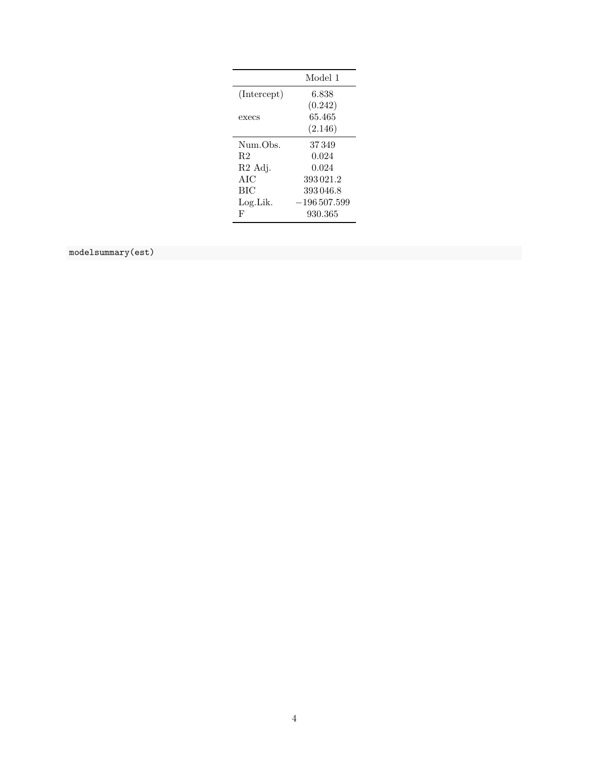| | Model 1 |
|---|---|
| (Intercept) | 6.838 |
| | (0.242) |
| execs | 65.465 |
| | (2.146) |
| Num.Obs. | 37 349 |
| R2 | 0.024 |
| R2 Adj. | 0.024 |
| AIC | 393 021.2 |
| BIC | 393 046.8 |
| Log.Lik. | −196 507.599 |
| F | 930.365 |

```
modelsummary(est)
```